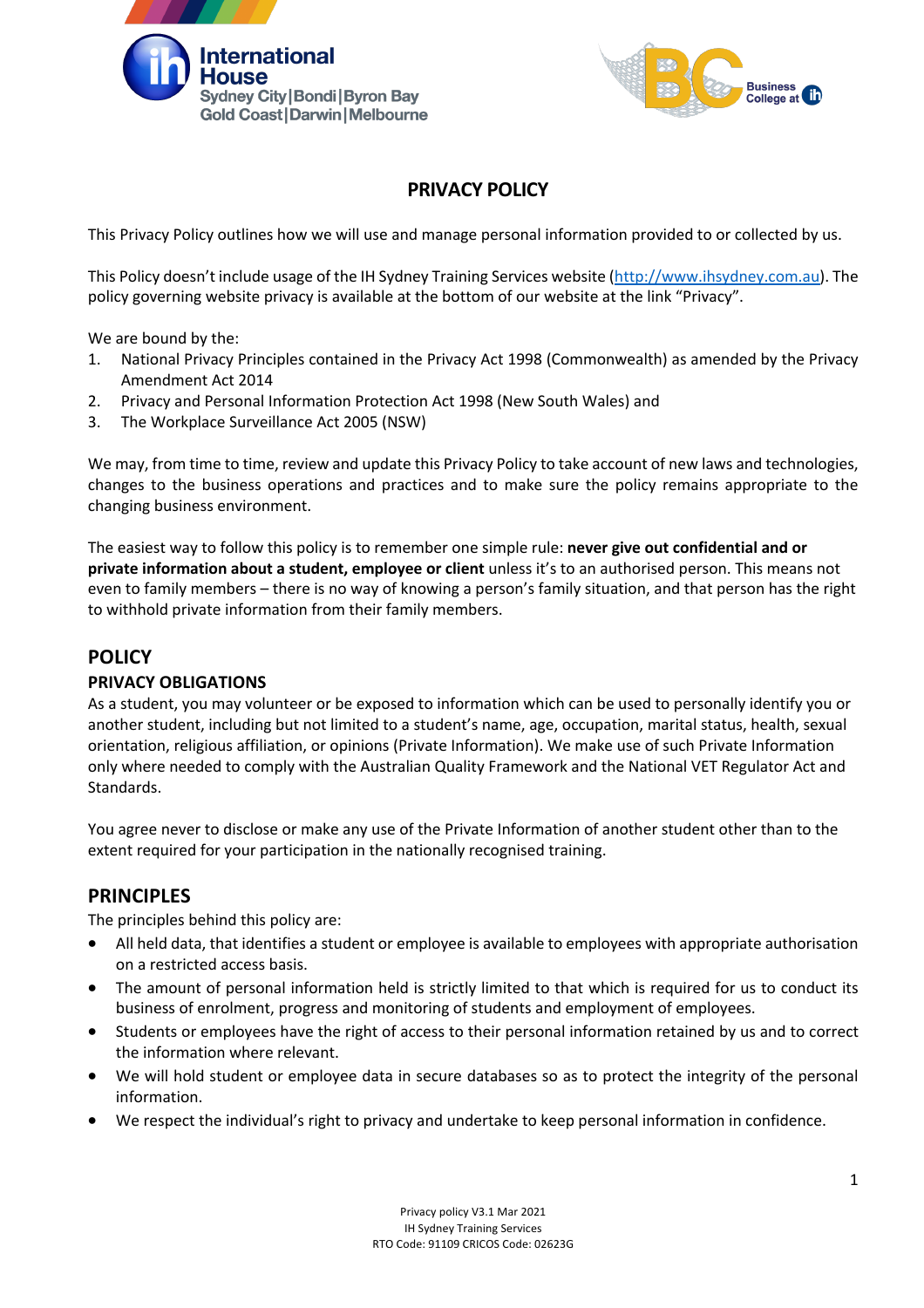# PRIVACY POLICY

This Privacy Policy outlines how we will use and manage personal information provided to or collected by us.

This Policy doesn't include usage of the IH Sydney Training Services website (http://www.ihsydney.com.au). The policy governing website privacy is available at the bottom of our website at the link "Privacy".

We are bound by the:

1. National Privacy Principles contained in the Privacy Act 1998 (Commonwealth) as amended by the Privacy Amendment Act 2014
2. Privacy and Personal Information Protection Act 1998 (New South Wales) and
3. The Workplace Surveillance Act 2005 (NSW)

We may, from time to time, review and update this Privacy Policy to take account of new laws and technologies, changes to the business operations and practices and to make sure the policy remains appropriate to the changing business environment.

The easiest way to follow this policy is to remember one simple rule: **never give out confidential and or private information about a student, employee or client** unless it's to an authorised person. This means not even to family members – there is no way of knowing a person's family situation, and that person has the right to withhold private information from their family members.

## POLICY

### PRIVACY OBLIGATIONS

As a student, you may volunteer or be exposed to information which can be used to personally identify you or another student, including but not limited to a student's name, age, occupation, marital status, health, sexual orientation, religious affiliation, or opinions (Private Information). We make use of such Private Information only where needed to comply with the Australian Quality Framework and the National VET Regulator Act and Standards.

You agree never to disclose or make any use of the Private Information of another student other than to the extent required for your participation in the nationally recognised training.

## PRINCIPLES

The principles behind this policy are:

- All held data, that identifies a student or employee is available to employees with appropriate authorisation on a restricted access basis.
- The amount of personal information held is strictly limited to that which is required for us to conduct its business of enrolment, progress and monitoring of students and employment of employees.
- Students or employees have the right of access to their personal information retained by us and to correct the information where relevant.
- We will hold student or employee data in secure databases so as to protect the integrity of the personal information.
- We respect the individual's right to privacy and undertake to keep personal information in confidence.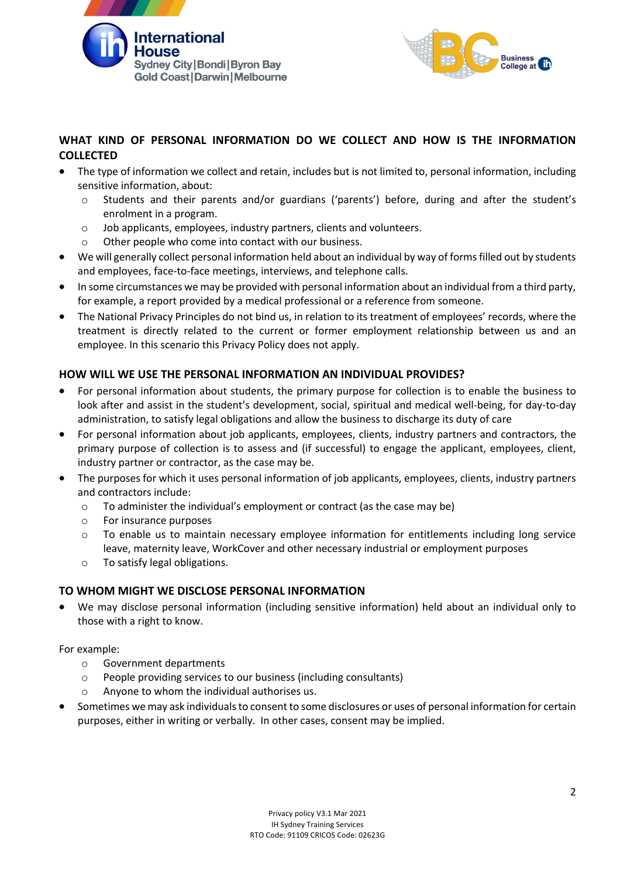## WHAT KIND OF PERSONAL INFORMATION DO WE COLLECT AND HOW IS THE INFORMATION COLLECTED

- The type of information we collect and retain, includes but is not limited to, personal information, including sensitive information, about:
  - Students and their parents and/or guardians ('parents') before, during and after the student's enrolment in a program.
  - Job applicants, employees, industry partners, clients and volunteers.
  - Other people who come into contact with our business.
- We will generally collect personal information held about an individual by way of forms filled out by students and employees, face-to-face meetings, interviews, and telephone calls.
- In some circumstances we may be provided with personal information about an individual from a third party, for example, a report provided by a medical professional or a reference from someone.
- The National Privacy Principles do not bind us, in relation to its treatment of employees' records, where the treatment is directly related to the current or former employment relationship between us and an employee. In this scenario this Privacy Policy does not apply.

## HOW WILL WE USE THE PERSONAL INFORMATION AN INDIVIDUAL PROVIDES?

- For personal information about students, the primary purpose for collection is to enable the business to look after and assist in the student's development, social, spiritual and medical well-being, for day-to-day administration, to satisfy legal obligations and allow the business to discharge its duty of care
- For personal information about job applicants, employees, clients, industry partners and contractors, the primary purpose of collection is to assess and (if successful) to engage the applicant, employees, client, industry partner or contractor, as the case may be.
- The purposes for which it uses personal information of job applicants, employees, clients, industry partners and contractors include:
  - To administer the individual's employment or contract (as the case may be)
  - For insurance purposes
  - To enable us to maintain necessary employee information for entitlements including long service leave, maternity leave, WorkCover and other necessary industrial or employment purposes
  - To satisfy legal obligations.

## TO WHOM MIGHT WE DISCLOSE PERSONAL INFORMATION

- We may disclose personal information (including sensitive information) held about an individual only to those with a right to know.

For example:

  - Government departments
  - People providing services to our business (including consultants)
  - Anyone to whom the individual authorises us.

- Sometimes we may ask individuals to consent to some disclosures or uses of personal information for certain purposes, either in writing or verbally. In other cases, consent may be implied.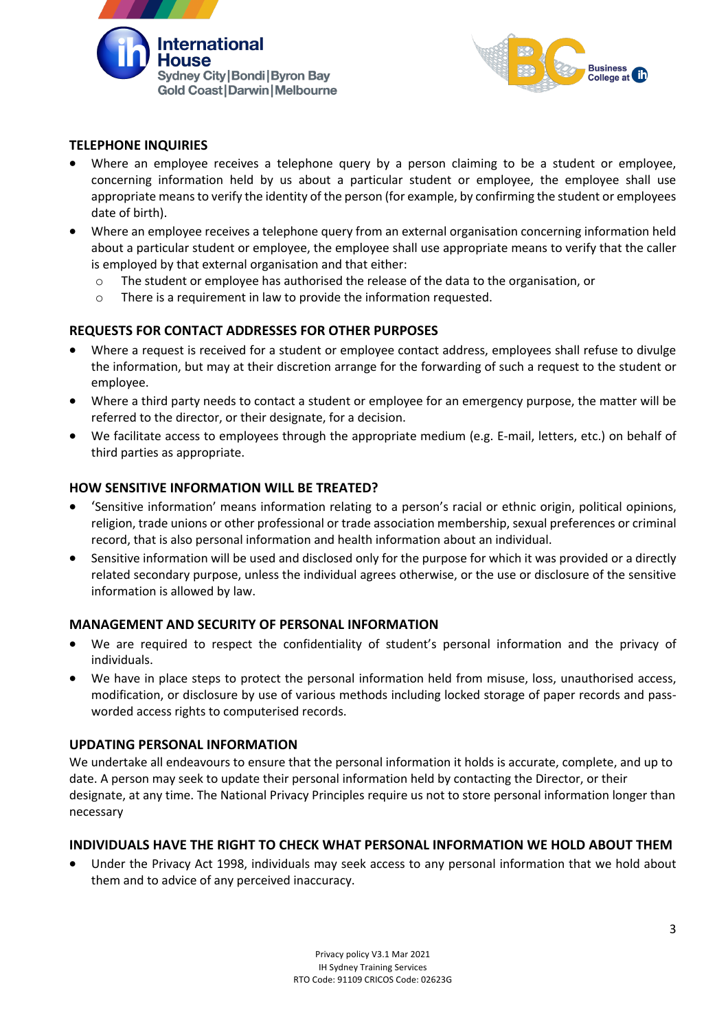## TELEPHONE INQUIRIES

- Where an employee receives a telephone query by a person claiming to be a student or employee, concerning information held by us about a particular student or employee, the employee shall use appropriate means to verify the identity of the person (for example, by confirming the student or employees date of birth).
- Where an employee receives a telephone query from an external organisation concerning information held about a particular student or employee, the employee shall use appropriate means to verify that the caller is employed by that external organisation and that either:
  - The student or employee has authorised the release of the data to the organisation, or
  - There is a requirement in law to provide the information requested.

## REQUESTS FOR CONTACT ADDRESSES FOR OTHER PURPOSES

- Where a request is received for a student or employee contact address, employees shall refuse to divulge the information, but may at their discretion arrange for the forwarding of such a request to the student or employee.
- Where a third party needs to contact a student or employee for an emergency purpose, the matter will be referred to the director, or their designate, for a decision.
- We facilitate access to employees through the appropriate medium (e.g. E-mail, letters, etc.) on behalf of third parties as appropriate.

## HOW SENSITIVE INFORMATION WILL BE TREATED?

- 'Sensitive information' means information relating to a person's racial or ethnic origin, political opinions, religion, trade unions or other professional or trade association membership, sexual preferences or criminal record, that is also personal information and health information about an individual.
- Sensitive information will be used and disclosed only for the purpose for which it was provided or a directly related secondary purpose, unless the individual agrees otherwise, or the use or disclosure of the sensitive information is allowed by law.

## MANAGEMENT AND SECURITY OF PERSONAL INFORMATION

- We are required to respect the confidentiality of student's personal information and the privacy of individuals.
- We have in place steps to protect the personal information held from misuse, loss, unauthorised access, modification, or disclosure by use of various methods including locked storage of paper records and pass-worded access rights to computerised records.

## UPDATING PERSONAL INFORMATION

We undertake all endeavours to ensure that the personal information it holds is accurate, complete, and up to date. A person may seek to update their personal information held by contacting the Director, or their designate, at any time. The National Privacy Principles require us not to store personal information longer than necessary

## INDIVIDUALS HAVE THE RIGHT TO CHECK WHAT PERSONAL INFORMATION WE HOLD ABOUT THEM

- Under the Privacy Act 1998, individuals may seek access to any personal information that we hold about them and to advice of any perceived inaccuracy.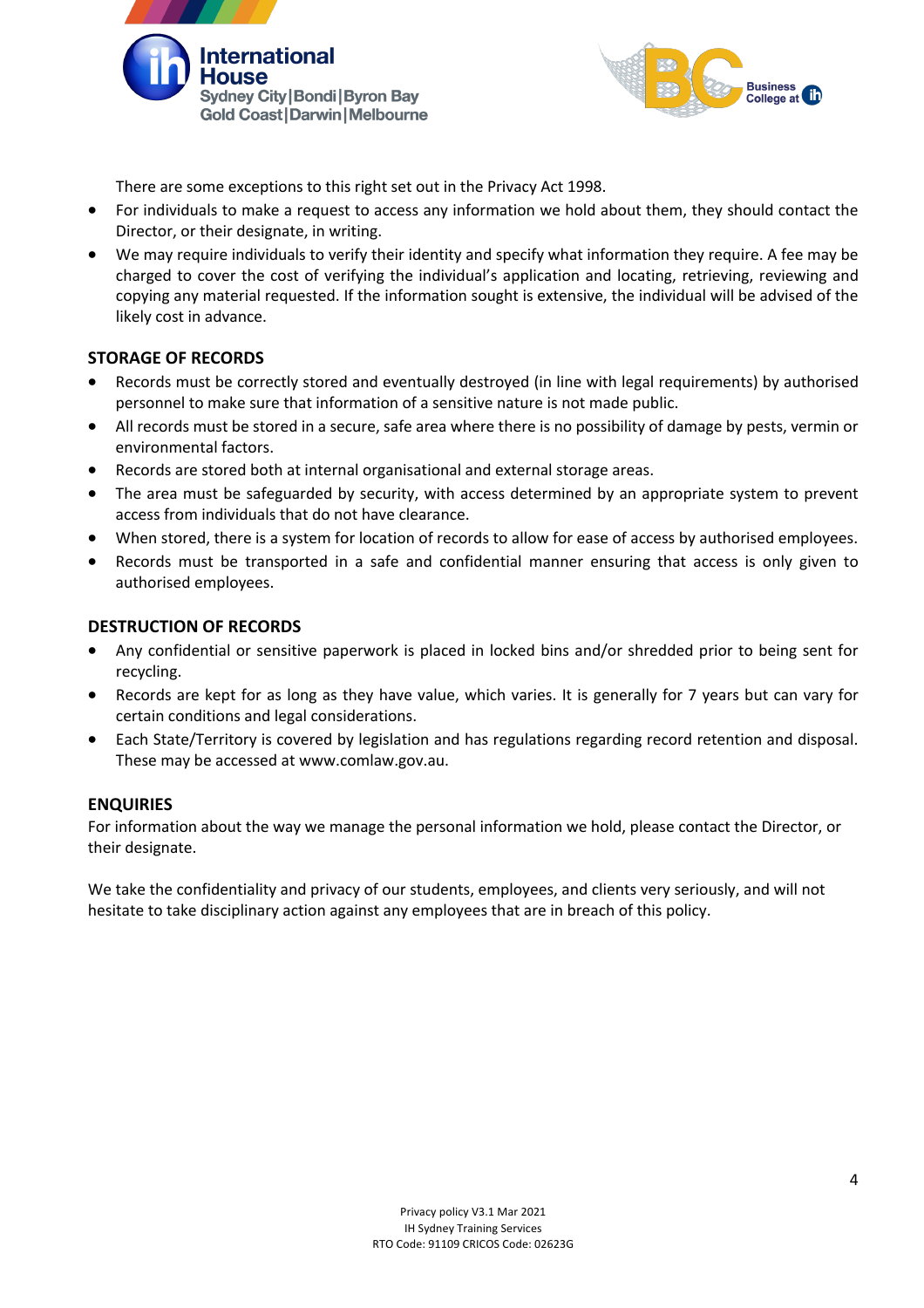There are some exceptions to this right set out in the Privacy Act 1998.

- For individuals to make a request to access any information we hold about them, they should contact the Director, or their designate, in writing.
- We may require individuals to verify their identity and specify what information they require. A fee may be charged to cover the cost of verifying the individual's application and locating, retrieving, reviewing and copying any material requested. If the information sought is extensive, the individual will be advised of the likely cost in advance.

## STORAGE OF RECORDS

- Records must be correctly stored and eventually destroyed (in line with legal requirements) by authorised personnel to make sure that information of a sensitive nature is not made public.
- All records must be stored in a secure, safe area where there is no possibility of damage by pests, vermin or environmental factors.
- Records are stored both at internal organisational and external storage areas.
- The area must be safeguarded by security, with access determined by an appropriate system to prevent access from individuals that do not have clearance.
- When stored, there is a system for location of records to allow for ease of access by authorised employees.
- Records must be transported in a safe and confidential manner ensuring that access is only given to authorised employees.

## DESTRUCTION OF RECORDS

- Any confidential or sensitive paperwork is placed in locked bins and/or shredded prior to being sent for recycling.
- Records are kept for as long as they have value, which varies. It is generally for 7 years but can vary for certain conditions and legal considerations.
- Each State/Territory is covered by legislation and has regulations regarding record retention and disposal. These may be accessed at www.comlaw.gov.au.

## ENQUIRIES

For information about the way we manage the personal information we hold, please contact the Director, or their designate.

We take the confidentiality and privacy of our students, employees, and clients very seriously, and will not hesitate to take disciplinary action against any employees that are in breach of this policy.